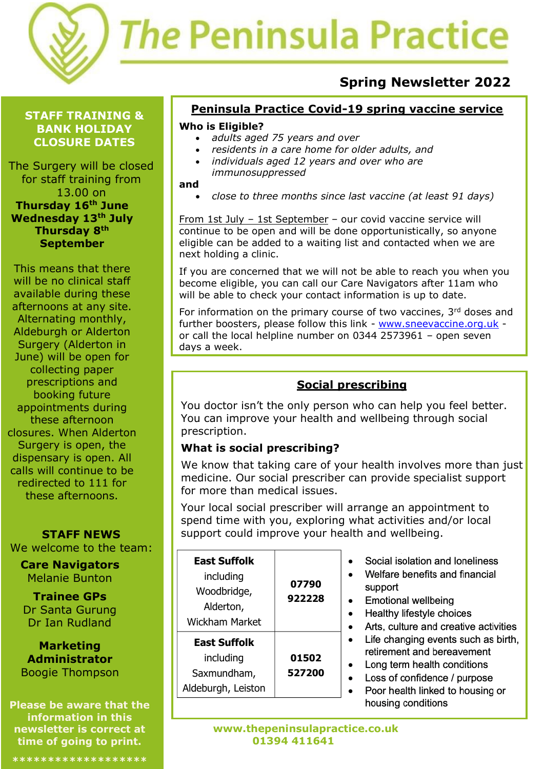# The Peninsula Practice

## Spring Newsletter 2022

### STAFF TRAINING & BANK HOLIDAY CLOSURE DATES

The Surgery will be closed for staff training from 13.00 on

**Thursday 16th June**
**Wednesday 13th July**
**Thursday 8th September**

This means that there will be no clinical staff available during these afternoons at any site. Alternating monthly, Aldeburgh or Alderton Surgery (Alderton in June) will be open for collecting paper prescriptions and booking future appointments during these afternoon closures. When Alderton Surgery is open, the dispensary is open. All calls will continue to be redirected to 111 for these afternoons.

### STAFF NEWS

We welcome to the team:

**Care Navigators**
Melanie Bunton

**Trainee GPs**
Dr Santa Gurung
Dr Ian Rudland

**Marketing Administrator**
Boogie Thompson

**Please be aware that the information in this newsletter is correct at time of going to print.**

*******************

### Peninsula Practice Covid-19 spring vaccine service

**Who is Eligible?**

- *adults aged 75 years and over*
- *residents in a care home for older adults, and*
- *individuals aged 12 years and over who are immunosuppressed*

**and**

- *close to three months since last vaccine (at least 91 days)*

From 1st July – 1st September – our covid vaccine service will continue to be open and will be done opportunistically, so anyone eligible can be added to a waiting list and contacted when we are next holding a clinic.

If you are concerned that we will not be able to reach you when you become eligible, you can call our Care Navigators after 11am who will be able to check your contact information is up to date.

For information on the primary course of two vaccines, 3rd doses and further boosters, please follow this link - www.sneevaccine.org.uk - or call the local helpline number on 0344 2573961 – open seven days a week.

### Social prescribing

You doctor isn't the only person who can help you feel better. You can improve your health and wellbeing through social prescription.

**What is social prescribing?**

We know that taking care of your health involves more than just medicine. Our social prescriber can provide specialist support for more than medical issues.

Your local social prescriber will arrange an appointment to spend time with you, exploring what activities and/or local support could improve your health and wellbeing.

| Area | Phone |
|---|---|
| **East Suffolk** including Woodbridge, Alderton, Wickham Market | **07790 922228** |
| **East Suffolk** including Saxmundham, Aldeburgh, Leiston | **01502 527200** |

- Social isolation and loneliness
- Welfare benefits and financial support
- Emotional wellbeing
- Healthy lifestyle choices
- Arts, culture and creative activities
- Life changing events such as birth, retirement and bereavement
- Long term health conditions
- Loss of confidence / purpose
- Poor health linked to housing or housing conditions

**www.thepeninsulapractice.co.uk**
**01394 411641**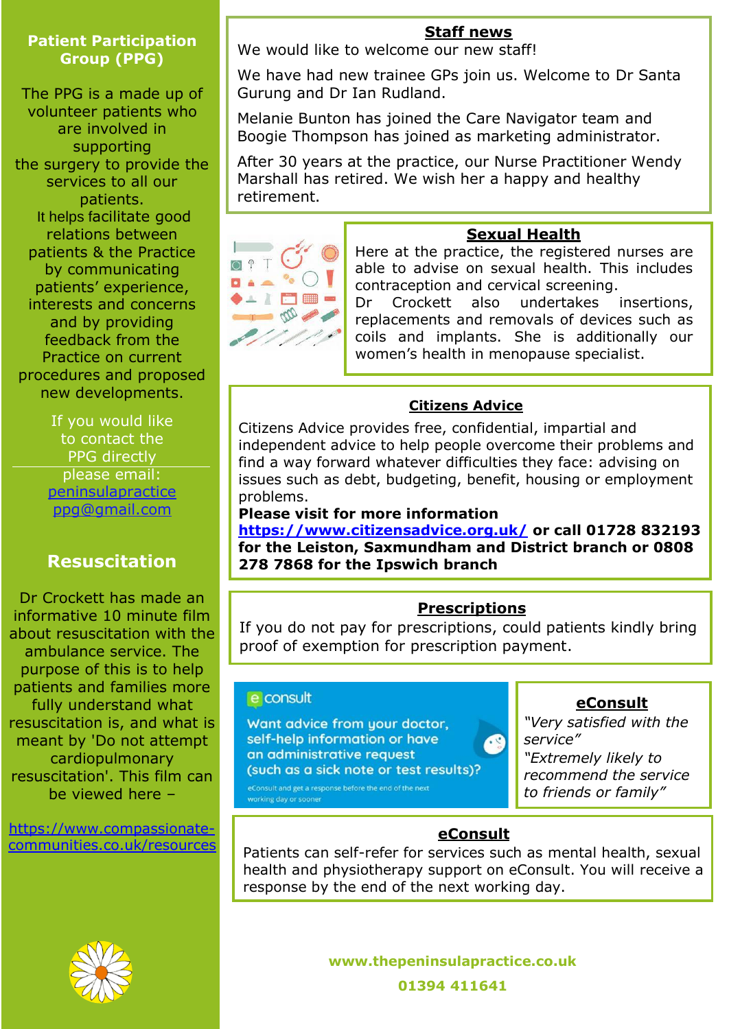## Patient Participation Group (PPG)

The PPG is a made up of volunteer patients who are involved in supporting the surgery to provide the services to all our patients. It helps facilitate good relations between patients & the Practice by communicating patients' experience, interests and concerns and by providing feedback from the Practice on current procedures and proposed new developments.

If you would like to contact the PPG directly please email: peninsulapracticeppg@gmail.com

## Resuscitation

Dr Crockett has made an informative 10 minute film about resuscitation with the ambulance service. The purpose of this is to help patients and families more fully understand what resuscitation is, and what is meant by 'Do not attempt cardiopulmonary resuscitation'. This film can be viewed here –

https://www.compassionate-communities.co.uk/resources

## Staff news

We would like to welcome our new staff!

We have had new trainee GPs join us. Welcome to Dr Santa Gurung and Dr Ian Rudland.

Melanie Bunton has joined the Care Navigator team and Boogie Thompson has joined as marketing administrator.

After 30 years at the practice, our Nurse Practitioner Wendy Marshall has retired. We wish her a happy and healthy retirement.

## Sexual Health

Here at the practice, the registered nurses are able to advise on sexual health. This includes contraception and cervical screening.

Dr Crockett also undertakes insertions, replacements and removals of devices such as coils and implants. She is additionally our women's health in menopause specialist.

## Citizens Advice

Citizens Advice provides free, confidential, impartial and independent advice to help people overcome their problems and find a way forward whatever difficulties they face: advising on issues such as debt, budgeting, benefit, housing or employment problems.

**Please visit for more information https://www.citizensadvice.org.uk/ or call 01728 832193 for the Leiston, Saxmundham and District branch or 0808 278 7868 for the Ipswich branch**

## Prescriptions

If you do not pay for prescriptions, could patients kindly bring proof of exemption for prescription payment.

econsult

Want advice from your doctor, self-help information or have an administrative request (such as a sick note or test results)?

eConsult and get a response before the end of the next working day or sooner

## eConsult

*"Very satisfied with the service"*

*"Extremely likely to recommend the service to friends or family"*

## eConsult

Patients can self-refer for services such as mental health, sexual health and physiotherapy support on eConsult. You will receive a response by the end of the next working day.

**www.thepeninsulapractice.co.uk**

**01394 411641**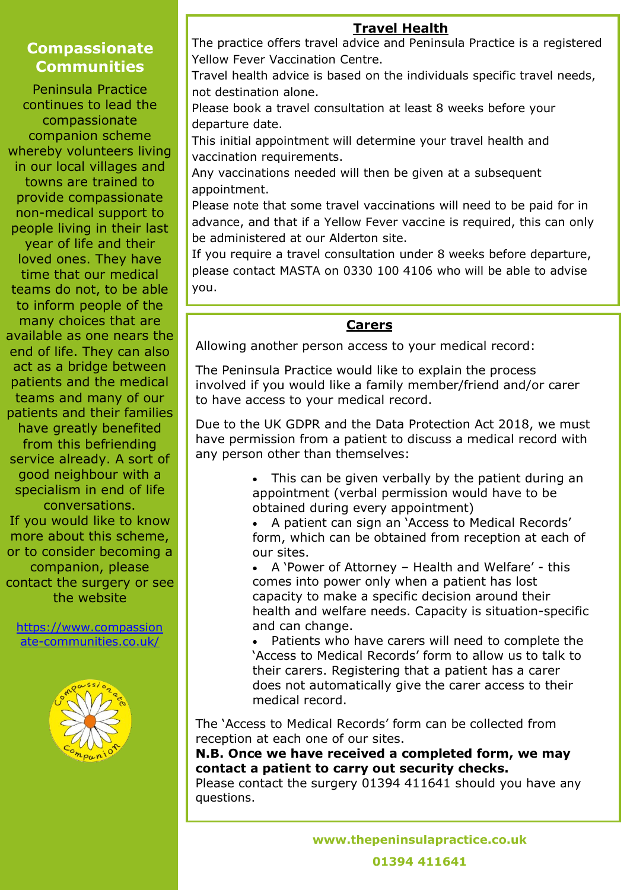## Compassionate Communities

Peninsula Practice continues to lead the compassionate companion scheme whereby volunteers living in our local villages and towns are trained to provide compassionate non-medical support to people living in their last year of life and their loved ones. They have time that our medical teams do not, to be able to inform people of the many choices that are available as one nears the end of life. They can also act as a bridge between patients and the medical teams and many of our patients and their families have greatly benefited from this befriending service already. A sort of good neighbour with a specialism in end of life conversations.

If you would like to know more about this scheme, or to consider becoming a companion, please contact the surgery or see the website

https://www.compassionate-communities.co.uk/

## Travel Health

The practice offers travel advice and Peninsula Practice is a registered Yellow Fever Vaccination Centre.

Travel health advice is based on the individuals specific travel needs, not destination alone.

Please book a travel consultation at least 8 weeks before your departure date.

This initial appointment will determine your travel health and vaccination requirements.

Any vaccinations needed will then be given at a subsequent appointment.

Please note that some travel vaccinations will need to be paid for in advance, and that if a Yellow Fever vaccine is required, this can only be administered at our Alderton site.

If you require a travel consultation under 8 weeks before departure, please contact MASTA on 0330 100 4106 who will be able to advise you.

## Carers

Allowing another person access to your medical record:

The Peninsula Practice would like to explain the process involved if you would like a family member/friend and/or carer to have access to your medical record.

Due to the UK GDPR and the Data Protection Act 2018, we must have permission from a patient to discuss a medical record with any person other than themselves:

- This can be given verbally by the patient during an appointment (verbal permission would have to be obtained during every appointment)
- A patient can sign an 'Access to Medical Records' form, which can be obtained from reception at each of our sites.
- A 'Power of Attorney – Health and Welfare' - this comes into power only when a patient has lost capacity to make a specific decision around their health and welfare needs. Capacity is situation-specific and can change.
- Patients who have carers will need to complete the 'Access to Medical Records' form to allow us to talk to their carers. Registering that a patient has a carer does not automatically give the carer access to their medical record.

The 'Access to Medical Records' form can be collected from reception at each one of our sites.

**N.B. Once we have received a completed form, we may contact a patient to carry out security checks.**

Please contact the surgery 01394 411641 should you have any questions.

**www.thepeninsulapractice.co.uk**

**01394 411641**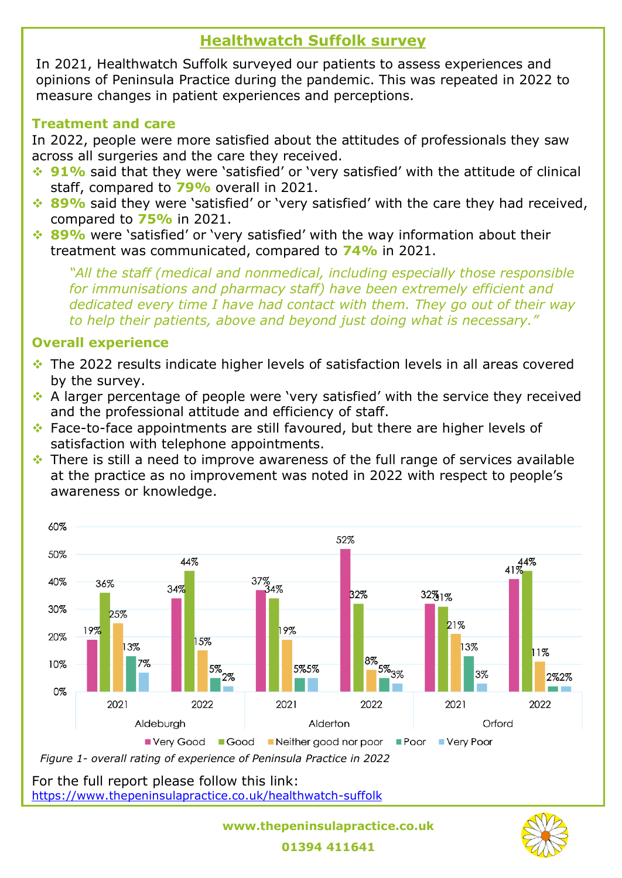## Healthwatch Suffolk survey

In 2021, Healthwatch Suffolk surveyed our patients to assess experiences and opinions of Peninsula Practice during the pandemic. This was repeated in 2022 to measure changes in patient experiences and perceptions.

### Treatment and care

In 2022, people were more satisfied about the attitudes of professionals they saw across all surgeries and the care they received.

- **91%** said that they were 'satisfied' or 'very satisfied' with the attitude of clinical staff, compared to **79%** overall in 2021.
- **89%** said they were 'satisfied' or 'very satisfied' with the care they had received, compared to **75%** in 2021.
- **89%** were 'satisfied' or 'very satisfied' with the way information about their treatment was communicated, compared to **74%** in 2021.

*"All the staff (medical and nonmedical, including especially those responsible for immunisations and pharmacy staff) have been extremely efficient and dedicated every time I have had contact with them. They go out of their way to help their patients, above and beyond just doing what is necessary."*

### Overall experience

- The 2022 results indicate higher levels of satisfaction levels in all areas covered by the survey.
- A larger percentage of people were 'very satisfied' with the service they received and the professional attitude and efficiency of staff.
- Face-to-face appointments are still favoured, but there are higher levels of satisfaction with telephone appointments.
- There is still a need to improve awareness of the full range of services available at the practice as no improvement was noted in 2022 with respect to people's awareness or knowledge.

60%
50%
40%
30%
20%
10%
0%

19% 36% 25% 13% 7%
34% 44% 15% 5% 2%
37% 34% 19% 5% 5%
52% 32% 8% 5% 3%
32% 31% 21% 13% 3%
41% 44% 11% 2% 2%

2021 2022 2021 2022 2021 2022
Aldeburgh Alderton Orford

Very Good Good Neither good nor poor Poor Very Poor

*Figure 1- overall rating of experience of Peninsula Practice in 2022*

For the full report please follow this link:
https://www.thepeninsulapractice.co.uk/healthwatch-suffolk

**www.thepeninsulapractice.co.uk**

**01394 411641**